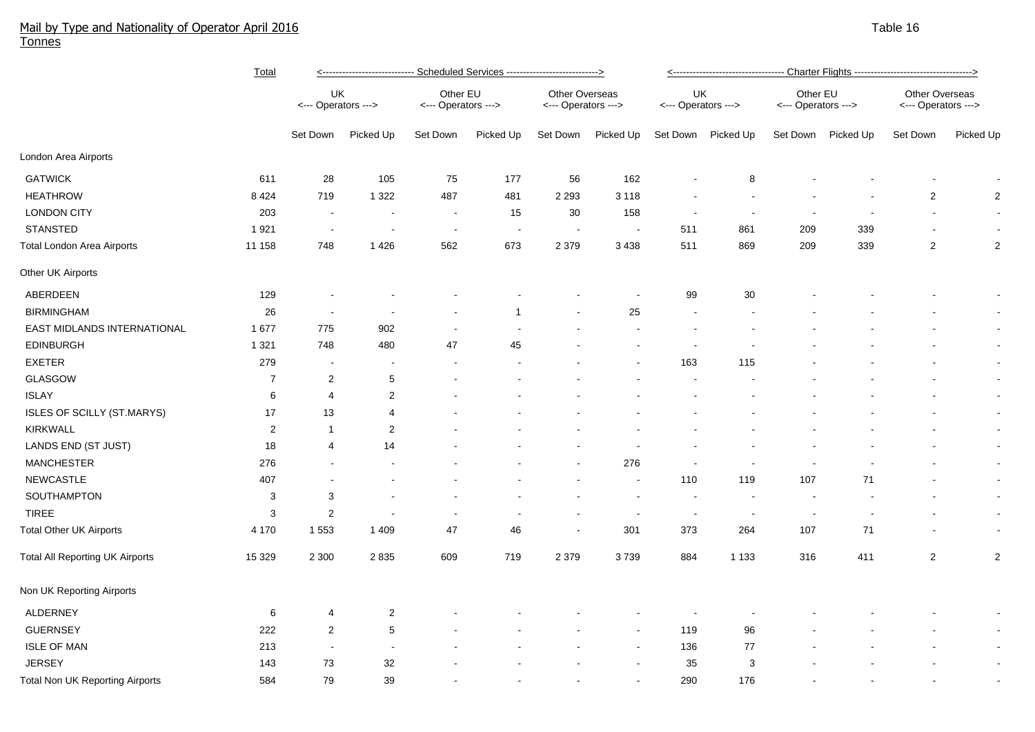# Mail by Type and Nationality of Operator April 2016

Tonnes

Table 16

| | Total | Scheduled Services | | | | | | Charter Flights | | | | | |
|---|---|---|---|---|---|---|---|---|---|---|---|---|---|
| | | UK <--- Operators ---> | | Other EU <--- Operators ---> | | Other Overseas <--- Operators ---> | | UK <--- Operators ---> | | Other EU <--- Operators ---> | | Other Overseas <--- Operators ---> | |
| | | Set Down | Picked Up | Set Down | Picked Up | Set Down | Picked Up | Set Down | Picked Up | Set Down | Picked Up | Set Down | Picked Up |
| **London Area Airports** | | | | | | | | | | | | | |
| GATWICK | 611 | 28 | 105 | 75 | 177 | 56 | 162 | - | 8 | - | - | - | - |
| HEATHROW | 8 424 | 719 | 1 322 | 487 | 481 | 2 293 | 3 118 | - | - | - | - | 2 | 2 |
| LONDON CITY | 203 | - | - | - | 15 | 30 | 158 | - | - | - | - | - | - |
| STANSTED | 1 921 | - | - | - | - | - | - | 511 | 861 | 209 | 339 | - | - |
| Total London Area Airports | 11 158 | 748 | 1 426 | 562 | 673 | 2 379 | 3 438 | 511 | 869 | 209 | 339 | 2 | 2 |
| **Other UK Airports** | | | | | | | | | | | | | |
| ABERDEEN | 129 | - | - | - | - | - | - | 99 | 30 | - | - | - | - |
| BIRMINGHAM | 26 | - | - | - | 1 | - | 25 | - | - | - | - | - | - |
| EAST MIDLANDS INTERNATIONAL | 1 677 | 775 | 902 | - | - | - | - | - | - | - | - | - | - |
| EDINBURGH | 1 321 | 748 | 480 | 47 | 45 | - | - | - | - | - | - | - | - |
| EXETER | 279 | - | - | - | - | - | - | 163 | 115 | - | - | - | - |
| GLASGOW | 7 | 2 | 5 | - | - | - | - | - | - | - | - | - | - |
| ISLAY | 6 | 4 | 2 | - | - | - | - | - | - | - | - | - | - |
| ISLES OF SCILLY (ST.MARYS) | 17 | 13 | 4 | - | - | - | - | - | - | - | - | - | - |
| KIRKWALL | 2 | 1 | 2 | - | - | - | - | - | - | - | - | - | - |
| LANDS END (ST JUST) | 18 | 4 | 14 | - | - | - | - | - | - | - | - | - | - |
| MANCHESTER | 276 | - | - | - | - | - | 276 | - | - | - | - | - | - |
| NEWCASTLE | 407 | - | - | - | - | - | - | 110 | 119 | 107 | 71 | - | - |
| SOUTHAMPTON | 3 | 3 | - | - | - | - | - | - | - | - | - | - | - |
| TIREE | 3 | 2 | - | - | - | - | - | - | - | - | - | - | - |
| Total Other UK Airports | 4 170 | 1 553 | 1 409 | 47 | 46 | - | 301 | 373 | 264 | 107 | 71 | - | - |
| Total All Reporting UK Airports | 15 329 | 2 300 | 2 835 | 609 | 719 | 2 379 | 3 739 | 884 | 1 133 | 316 | 411 | 2 | 2 |
| **Non UK Reporting Airports** | | | | | | | | | | | | | |
| ALDERNEY | 6 | 4 | 2 | - | - | - | - | - | - | - | - | - | - |
| GUERNSEY | 222 | 2 | 5 | - | - | - | - | 119 | 96 | - | - | - | - |
| ISLE OF MAN | 213 | - | - | - | - | - | - | 136 | 77 | - | - | - | - |
| JERSEY | 143 | 73 | 32 | - | - | - | - | 35 | 3 | - | - | - | - |
| Total Non UK Reporting Airports | 584 | 79 | 39 | - | - | - | - | 290 | 176 | - | - | - | - |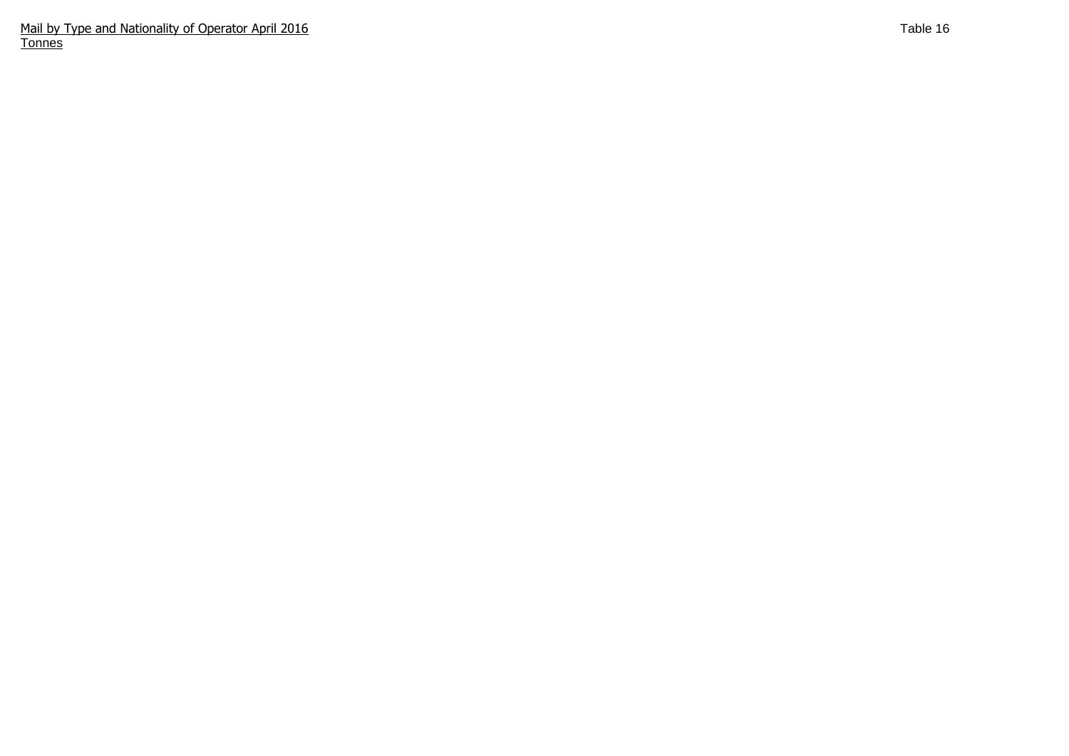Mail by Type and Nationality of Operator April 2016
Tonnes

Table 16